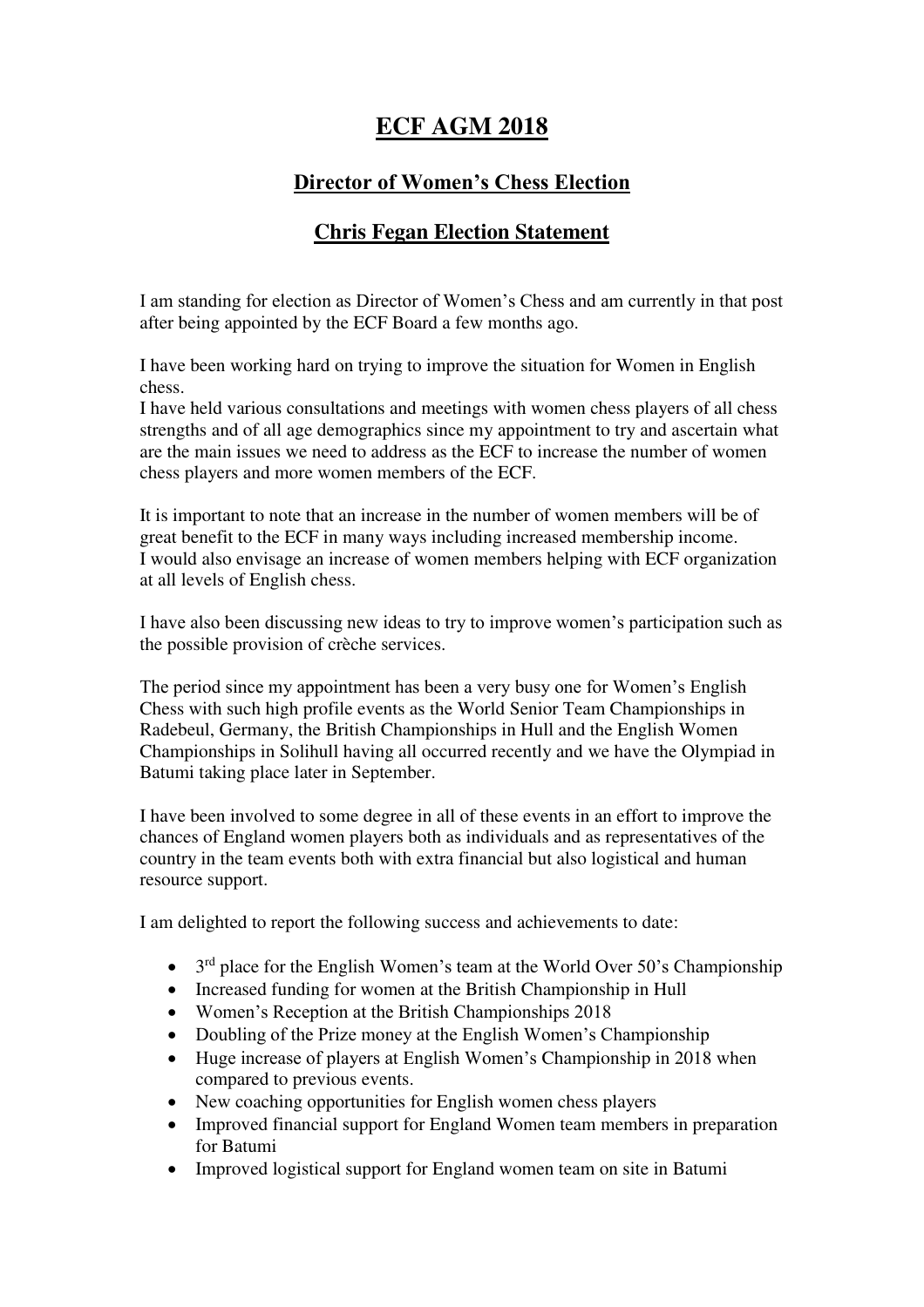# ECF AGM 2018

## Director of Women's Chess Election

## Chris Fegan Election Statement

I am standing for election as Director of Women's Chess and am currently in that post after being appointed by the ECF Board a few months ago.

I have been working hard on trying to improve the situation for Women in English chess.
I have held various consultations and meetings with women chess players of all chess strengths and of all age demographics since my appointment to try and ascertain what are the main issues we need to address as the ECF to increase the number of women chess players and more women members of the ECF.

It is important to note that an increase in the number of women members will be of great benefit to the ECF in many ways including increased membership income.
I would also envisage an increase of women members helping with ECF organization at all levels of English chess.

I have also been discussing new ideas to try to improve women's participation such as the possible provision of crèche services.

The period since my appointment has been a very busy one for Women's English Chess with such high profile events as the World Senior Team Championships in Radebeul, Germany, the British Championships in Hull and the English Women Championships in Solihull having all occurred recently and we have the Olympiad in Batumi taking place later in September.

I have been involved to some degree in all of these events in an effort to improve the chances of England women players both as individuals and as representatives of the country in the team events both with extra financial but also logistical and human resource support.

I am delighted to report the following success and achievements to date:

- 3rd place for the English Women's team at the World Over 50's Championship
- Increased funding for women at the British Championship in Hull
- Women's Reception at the British Championships 2018
- Doubling of the Prize money at the English Women's Championship
- Huge increase of players at English Women's Championship in 2018 when compared to previous events.
- New coaching opportunities for English women chess players
- Improved financial support for England Women team members in preparation for Batumi
- Improved logistical support for England women team on site in Batumi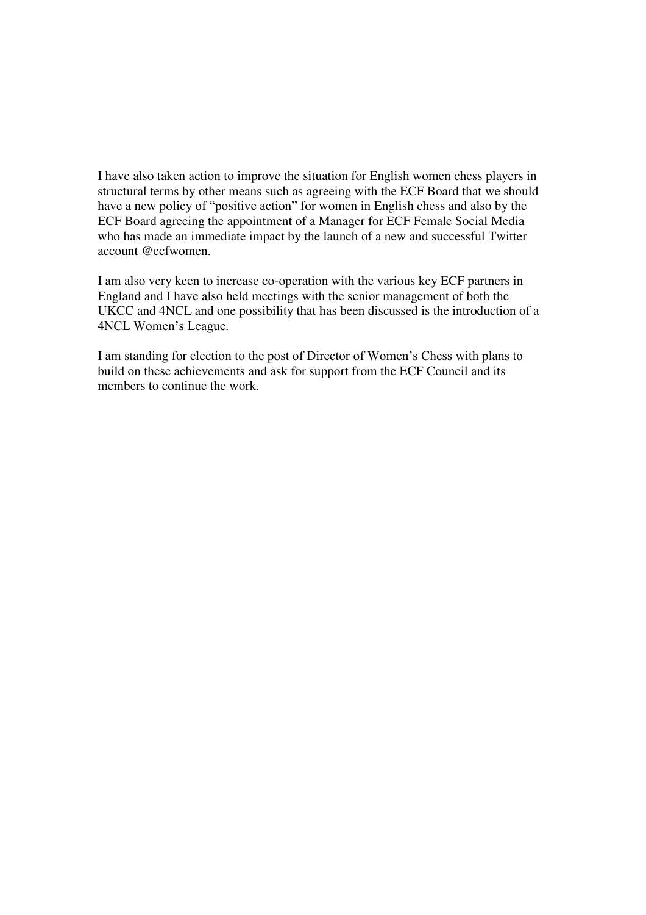I have also taken action to improve the situation for English women chess players in structural terms by other means such as agreeing with the ECF Board that we should have a new policy of "positive action" for women in English chess and also by the ECF Board agreeing the appointment of a Manager for ECF Female Social Media who has made an immediate impact by the launch of a new and successful Twitter account @ecfwomen.

I am also very keen to increase co-operation with the various key ECF partners in England and I have also held meetings with the senior management of both the UKCC and 4NCL and one possibility that has been discussed is the introduction of a 4NCL Women's League.

I am standing for election to the post of Director of Women's Chess with plans to build on these achievements and ask for support from the ECF Council and its members to continue the work.